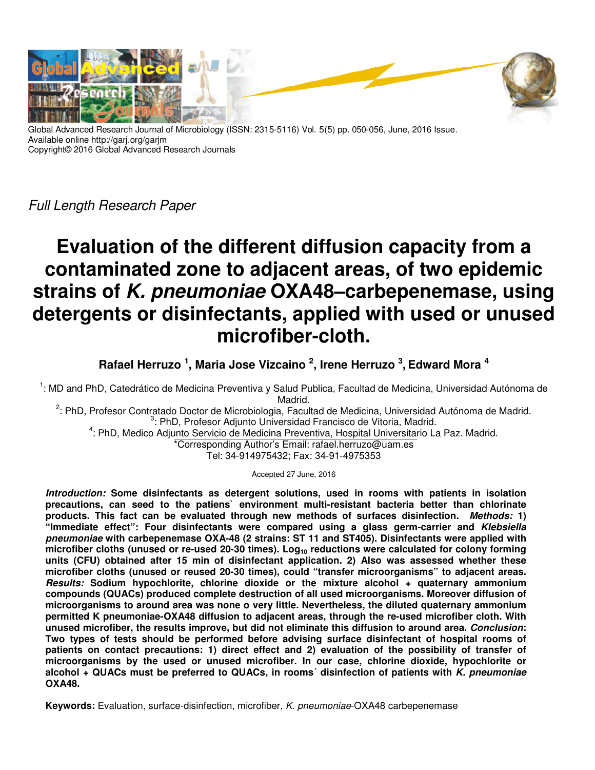Global Advanced Research Journal of Microbiology (ISSN: 2315-5116) Vol. 5(5) pp. 050-056, June, 2016 Issue.
Available online http://garj.org/garjm
Copyright© 2016 Global Advanced Research Journals

*Full Length Research Paper*

# Evaluation of the different diffusion capacity from a contaminated zone to adjacent areas, of two epidemic strains of *K. pneumoniae* OXA48–carbepenemase, using detergents or disinfectants, applied with used or unused microfiber-cloth.

**Rafael Herruzo [1], Maria Jose Vizcaino [2], Irene Herruzo [3], Edward Mora [4]**

[1]: MD and PhD, Catedrático de Medicina Preventiva y Salud Publica, Facultad de Medicina, Universidad Autónoma de Madrid.
[2]: PhD, Profesor Contratado Doctor de Microbiologia, Facultad de Medicina, Universidad Autónoma de Madrid.
[3]: PhD, Profesor Adjunto Universidad Francisco de Vitoria, Madrid.
[4]: PhD, Medico Adjunto Servicio de Medicina Preventiva, Hospital Universitario La Paz. Madrid.
*Corresponding Author's Email: rafael.herruzo@uam.es
Tel: 34-914975432; Fax: 34-91-4975353

Accepted 27 June, 2016

***Introduction:*** **Some disinfectants as detergent solutions, used in rooms with patients in isolation precautions, can seed to the patiens` environment multi-resistant bacteria better than chlorinate products. This fact can be evaluated through new methods of surfaces disinfection.** ***Methods:*** **1) "Immediate effect": Four disinfectants were compared using a glass germ-carrier and *Klebsiella pneumoniae* with carbepenemase OXA-48 (2 strains: ST 11 and ST405). Disinfectants were applied with microfiber cloths (unused or re-used 20-30 times). $Log_{10}$ reductions were calculated for colony forming units (CFU) obtained after 15 min of disinfectant application. 2) Also was assessed whether these microfiber cloths (unused or reused 20-30 times), could "transfer microorganisms" to adjacent areas.** ***Results:*** **Sodium hypochlorite, chlorine dioxide or the mixture alcohol + quaternary ammonium compounds (QUACs) produced complete destruction of all used microorganisms. Moreover diffusion of microorganisms to around area was none o very little. Nevertheless, the diluted quaternary ammonium permitted K pneumoniae-OXA48 diffusion to adjacent areas, through the re-used microfiber cloth. With unused microfiber, the results improve, but did not eliminate this diffusion to around area.** ***Conclusion*:** **Two types of tests should be performed before advising surface disinfectant of hospital rooms of patients on contact precautions: 1) direct effect and 2) evaluation of the possibility of transfer of microorganisms by the used or unused microfiber. In our case, chlorine dioxide, hypochlorite or alcohol + QUACs must be preferred to QUACs, in rooms´ disinfection of patients with *K. pneumoniae* OXA48.**

**Keywords:** Evaluation, surface-disinfection, microfiber, *K. pneumoniae*-OXA48 carbepenemase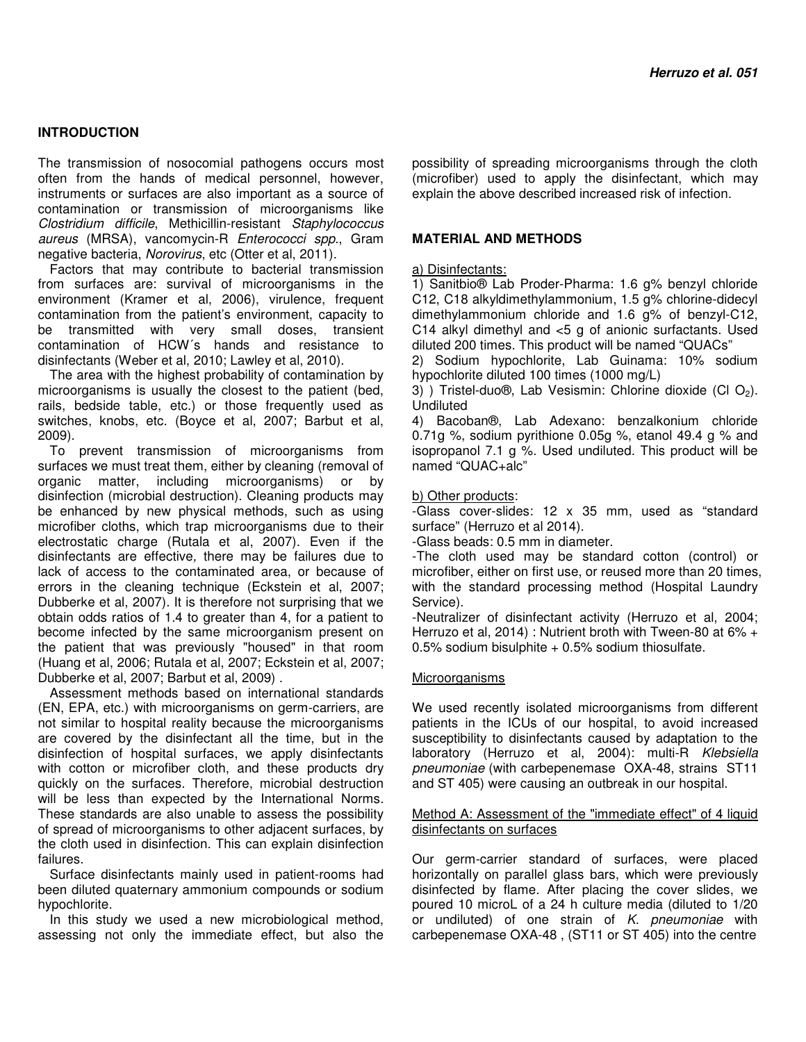## INTRODUCTION

The transmission of nosocomial pathogens occurs most often from the hands of medical personnel, however, instruments or surfaces are also important as a source of contamination or transmission of microorganisms like *Clostridium difficile*, Methicillin-resistant *Staphylococcus aureus* (MRSA), vancomycin-R *Enterococci spp*., Gram negative bacteria, *Norovirus*, etc (Otter et al, 2011).

Factors that may contribute to bacterial transmission from surfaces are: survival of microorganisms in the environment (Kramer et al, 2006), virulence, frequent contamination from the patient's environment, capacity to be transmitted with very small doses, transient contamination of HCW´s hands and resistance to disinfectants (Weber et al, 2010; Lawley et al, 2010).

The area with the highest probability of contamination by microorganisms is usually the closest to the patient (bed, rails, bedside table, etc.) or those frequently used as switches, knobs, etc. (Boyce et al, 2007; Barbut et al, 2009).

To prevent transmission of microorganisms from surfaces we must treat them, either by cleaning (removal of organic matter, including microorganisms) or by disinfection (microbial destruction). Cleaning products may be enhanced by new physical methods, such as using microfiber cloths, which trap microorganisms due to their electrostatic charge (Rutala et al, 2007). Even if the disinfectants are effective, there may be failures due to lack of access to the contaminated area, or because of errors in the cleaning technique (Eckstein et al, 2007; Dubberke et al, 2007). It is therefore not surprising that we obtain odds ratios of 1.4 to greater than 4, for a patient to become infected by the same microorganism present on the patient that was previously "housed" in that room (Huang et al, 2006; Rutala et al, 2007; Eckstein et al, 2007; Dubberke et al, 2007; Barbut et al, 2009) .

Assessment methods based on international standards (EN, EPA, etc.) with microorganisms on germ-carriers, are not similar to hospital reality because the microorganisms are covered by the disinfectant all the time, but in the disinfection of hospital surfaces, we apply disinfectants with cotton or microfiber cloth, and these products dry quickly on the surfaces. Therefore, microbial destruction will be less than expected by the International Norms. These standards are also unable to assess the possibility of spread of microorganisms to other adjacent surfaces, by the cloth used in disinfection. This can explain disinfection failures.

Surface disinfectants mainly used in patient-rooms had been diluted quaternary ammonium compounds or sodium hypochlorite.

In this study we used a new microbiological method, assessing not only the immediate effect, but also the possibility of spreading microorganisms through the cloth (microfiber) used to apply the disinfectant, which may explain the above described increased risk of infection.

## MATERIAL AND METHODS

a) Disinfectants:

1) Sanitbio® Lab Proder-Pharma: 1.6 g% benzyl chloride C12, C18 alkyldimethylammonium, 1.5 g% chlorine-didecyl dimethylammonium chloride and 1.6 g% of benzyl-C12, C14 alkyl dimethyl and <5 g of anionic surfactants. Used diluted 200 times. This product will be named "QUACs"

2) Sodium hypochlorite, Lab Guinama: 10% sodium hypochlorite diluted 100 times (1000 mg/L)

3) ) Tristel-duo®, Lab Vesismin: Chlorine dioxide (Cl $O_2$). Undiluted

4) Bacoban®, Lab Adexano: benzalkonium chloride 0.71g %, sodium pyrithione 0.05g %, etanol 49.4 g % and isopropanol 7.1 g %. Used undiluted. This product will be named "QUAC+alc"

b) Other products:

-Glass cover-slides: 12 x 35 mm, used as "standard surface" (Herruzo et al 2014).

-Glass beads: 0.5 mm in diameter.

-The cloth used may be standard cotton (control) or microfiber, either on first use, or reused more than 20 times, with the standard processing method (Hospital Laundry Service).

-Neutralizer of disinfectant activity (Herruzo et al, 2004; Herruzo et al, 2014) : Nutrient broth with Tween-80 at 6% + 0.5% sodium bisulphite + 0.5% sodium thiosulfate.

### Microorganisms

We used recently isolated microorganisms from different patients in the ICUs of our hospital, to avoid increased susceptibility to disinfectants caused by adaptation to the laboratory (Herruzo et al, 2004): multi-R *Klebsiella pneumoniae* (with carbepenemase OXA-48, strains ST11 and ST 405) were causing an outbreak in our hospital.

### Method A: Assessment of the "immediate effect" of 4 liquid disinfectants on surfaces

Our germ-carrier standard of surfaces, were placed horizontally on parallel glass bars, which were previously disinfected by flame. After placing the cover slides, we poured 10 microL of a 24 h culture media (diluted to 1/20 or undiluted) of one strain of *K. pneumoniae* with carbepenemase OXA-48 , (ST11 or ST 405) into the centre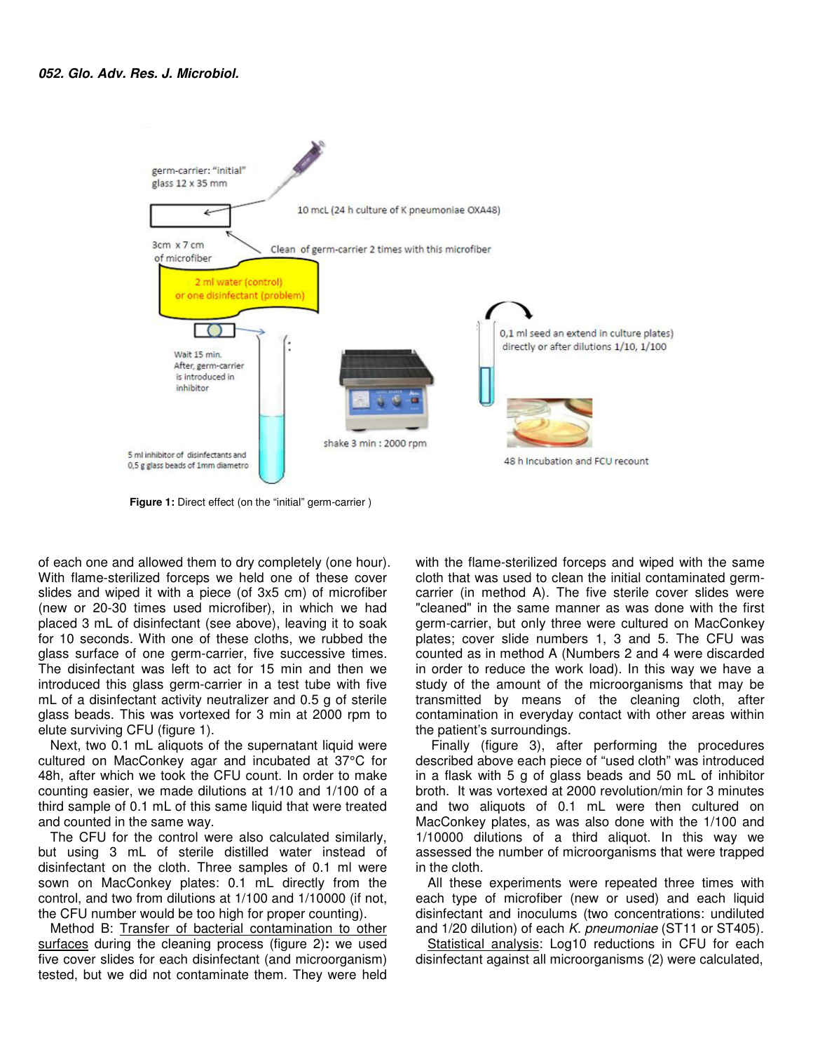**Figure 1:** Direct effect (on the "initial" germ-carrier )

of each one and allowed them to dry completely (one hour). With flame-sterilized forceps we held one of these cover slides and wiped it with a piece (of 3x5 cm) of microfiber (new or 20-30 times used microfiber), in which we had placed 3 mL of disinfectant (see above), leaving it to soak for 10 seconds. With one of these cloths, we rubbed the glass surface of one germ-carrier, five successive times. The disinfectant was left to act for 15 min and then we introduced this glass germ-carrier in a test tube with five mL of a disinfectant activity neutralizer and 0.5 g of sterile glass beads. This was vortexed for 3 min at 2000 rpm to elute surviving CFU (figure 1).

Next, two 0.1 mL aliquots of the supernatant liquid were cultured on MacConkey agar and incubated at 37°C for 48h, after which we took the CFU count. In order to make counting easier, we made dilutions at 1/10 and 1/100 of a third sample of 0.1 mL of this same liquid that were treated and counted in the same way.

The CFU for the control were also calculated similarly, but using 3 mL of sterile distilled water instead of disinfectant on the cloth. Three samples of 0.1 ml were sown on MacConkey plates: 0.1 mL directly from the control, and two from dilutions at 1/100 and 1/10000 (if not, the CFU number would be too high for proper counting).

Method B: Transfer of bacterial contamination to other surfaces during the cleaning process (figure 2)**:** we used five cover slides for each disinfectant (and microorganism) tested, but we did not contaminate them. They were held with the flame-sterilized forceps and wiped with the same cloth that was used to clean the initial contaminated germ-carrier (in method A). The five sterile cover slides were "cleaned" in the same manner as was done with the first germ-carrier, but only three were cultured on MacConkey plates; cover slide numbers 1, 3 and 5. The CFU was counted as in method A (Numbers 2 and 4 were discarded in order to reduce the work load). In this way we have a study of the amount of the microorganisms that may be transmitted by means of the cleaning cloth, after contamination in everyday contact with other areas within the patient's surroundings.

Finally (figure 3), after performing the procedures described above each piece of "used cloth" was introduced in a flask with 5 g of glass beads and 50 mL of inhibitor broth. It was vortexed at 2000 revolution/min for 3 minutes and two aliquots of 0.1 mL were then cultured on MacConkey plates, as was also done with the 1/100 and 1/10000 dilutions of a third aliquot. In this way we assessed the number of microorganisms that were trapped in the cloth.

All these experiments were repeated three times with each type of microfiber (new or used) and each liquid disinfectant and inoculums (two concentrations: undiluted and 1/20 dilution) of each *K. pneumoniae* (ST11 or ST405).

Statistical analysis: Log10 reductions in CFU for each disinfectant against all microorganisms (2) were calculated,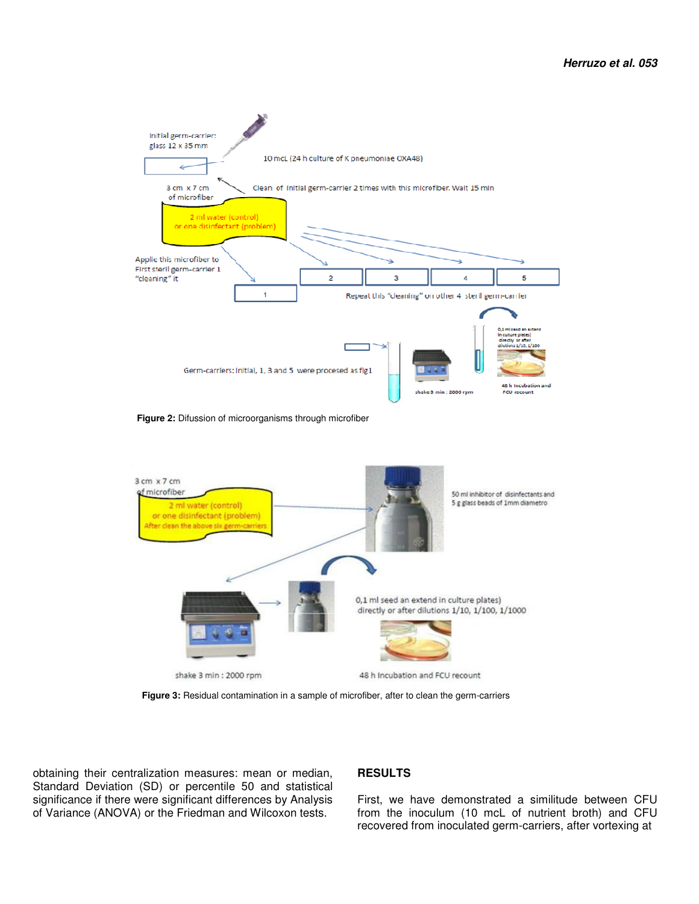Figure 2: Difusion of microorganisms through microfiber

Figure 3: Residual contamination in a sample of microfiber, after to clean the germ-carriers

obtaining their centralization measures: mean or median, Standard Deviation (SD) or percentile 50 and statistical significance if there were significant differences by Analysis of Variance (ANOVA) or the Friedman and Wilcoxon tests.

## RESULTS

First, we have demonstrated a similitude between CFU from the inoculum (10 mcL of nutrient broth) and CFU recovered from inoculated germ-carriers, after vortexing at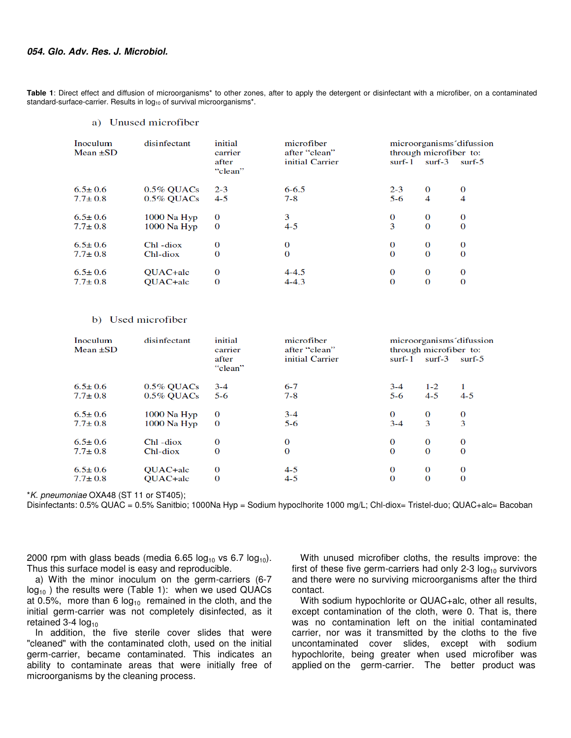**Table 1**: Direct effect and diffusion of microorganisms* to other zones, after to apply the detergent or disinfectant with a microfiber, on a contaminated standard-surface-carrier. Results in $log_{10}$ of survival microorganisms*.

a) Unused microfiber

| Inoculum Mean ±SD | disinfectant | initial carrier after "clean" | microfiber after "clean" initial Carrier | microorganisms´difussion through microfiber to: surf-1 | surf-3 | surf-5 |
|---|---|---|---|---|---|---|
| 6.5± 0.6 | 0.5% QUACs | 2-3 | 6-6.5 | 2-3 | 0 | 0 |
| 7.7± 0.8 | 0.5% QUACs | 4-5 | 7-8 | 5-6 | 4 | 4 |
| 6.5± 0.6 | 1000 Na Hyp | 0 | 3 | 0 | 0 | 0 |
| 7.7± 0.8 | 1000 Na Hyp | 0 | 4-5 | 3 | 0 | 0 |
| 6.5± 0.6 | Chl -diox | 0 | 0 | 0 | 0 | 0 |
| 7.7± 0.8 | Chl-diox | 0 | 0 | 0 | 0 | 0 |
| 6.5± 0.6 | QUAC+alc | 0 | 4-4.5 | 0 | 0 | 0 |
| 7.7± 0.8 | QUAC+alc | 0 | 4-4.3 | 0 | 0 | 0 |

b) Used microfiber

| Inoculum Mean ±SD | disinfectant | initial carrier after "clean" | microfiber after "clean" initial Carrier | microorganisms´difussion through microfiber to: surf-1 | surf-3 | surf-5 |
|---|---|---|---|---|---|---|
| 6.5± 0.6 | 0.5% QUACs | 3-4 | 6-7 | 3-4 | 1-2 | 1 |
| 7.7± 0.8 | 0.5% QUACs | 5-6 | 7-8 | 5-6 | 4-5 | 4-5 |
| 6.5± 0.6 | 1000 Na Hyp | 0 | 3-4 | 0 | 0 | 0 |
| 7.7± 0.8 | 1000 Na Hyp | 0 | 5-6 | 3-4 | 3 | 3 |
| 6.5± 0.6 | Chl -diox | 0 | 0 | 0 | 0 | 0 |
| 7.7± 0.8 | Chl-diox | 0 | 0 | 0 | 0 | 0 |
| 6.5± 0.6 | QUAC+alc | 0 | 4-5 | 0 | 0 | 0 |
| 7.7± 0.8 | QUAC+alc | 0 | 4-5 | 0 | 0 | 0 |

**K. pneumoniae* OXA48 (ST 11 or ST405);
Disinfectants: 0.5% QUAC = 0.5% Sanitbio; 1000Na Hyp = Sodium hypoclhorite 1000 mg/L; Chl-diox= Tristel-duo; QUAC+alc= Bacoban

2000 rpm with glass beads (media 6.65 $log_{10}$ vs 6.7 $log_{10}$). Thus this surface model is easy and reproducible.

a) With the minor inoculum on the germ-carriers (6-7 $log_{10}$ ) the results were (Table 1): when we used QUACs at 0.5%, more than 6 $log_{10}$ remained in the cloth, and the initial germ-carrier was not completely disinfected, as it retained 3-4 $log_{10}$

In addition, the five sterile cover slides that were "cleaned" with the contaminated cloth, used on the initial germ-carrier, became contaminated. This indicates an ability to contaminate areas that were initially free of microorganisms by the cleaning process.

With unused microfiber cloths, the results improve: the first of these five germ-carriers had only 2-3 $log_{10}$ survivors and there were no surviving microorganisms after the third contact.

With sodium hypochlorite or QUAC+alc, other all results, except contamination of the cloth, were 0. That is, there was no contamination left on the initial contaminated carrier, nor was it transmitted by the cloths to the five uncontaminated cover slides, except with sodium hypochlorite, being greater when used microfiber was applied on the germ-carrier. The better product was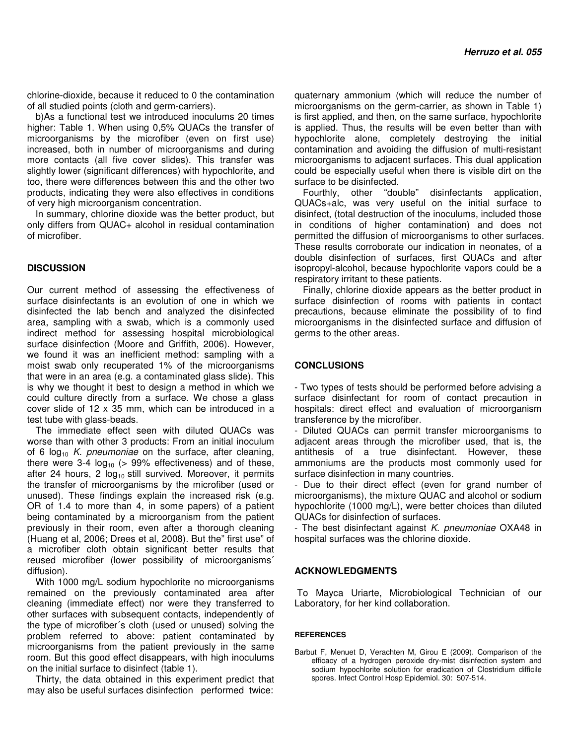chlorine-dioxide, because it reduced to 0 the contamination of all studied points (cloth and germ-carriers).

b)As a functional test we introduced inoculums 20 times higher: Table 1. When using 0,5% QUACs the transfer of microorganisms by the microfiber (even on first use) increased, both in number of microorganisms and during more contacts (all five cover slides). This transfer was slightly lower (significant differences) with hypochlorite, and too, there were differences between this and the other two products, indicating they were also effectives in conditions of very high microorganism concentration.

In summary, chlorine dioxide was the better product, but only differs from QUAC+ alcohol in residual contamination of microfiber.

## DISCUSSION

Our current method of assessing the effectiveness of surface disinfectants is an evolution of one in which we disinfected the lab bench and analyzed the disinfected area, sampling with a swab, which is a commonly used indirect method for assessing hospital microbiological surface disinfection (Moore and Griffith, 2006). However, we found it was an inefficient method: sampling with a moist swab only recuperated 1% of the microorganisms that were in an area (e.g. a contaminated glass slide). This is why we thought it best to design a method in which we could culture directly from a surface. We chose a glass cover slide of 12 x 35 mm, which can be introduced in a test tube with glass-beads.

The immediate effect seen with diluted QUACs was worse than with other 3 products: From an initial inoculum of 6 $\log_{10}$ *K. pneumoniae* on the surface, after cleaning, there were 3-4 $\log_{10}$ (> 99% effectiveness) and of these, after 24 hours, 2 $\log_{10}$ still survived. Moreover, it permits the transfer of microorganisms by the microfiber (used or unused). These findings explain the increased risk (e.g. OR of 1.4 to more than 4, in some papers) of a patient being contaminated by a microorganism from the patient previously in their room, even after a thorough cleaning (Huang et al, 2006; Drees et al, 2008). But the" first use" of a microfiber cloth obtain significant better results that reused microfiber (lower possibility of microorganisms´ diffusion).

With 1000 mg/L sodium hypochlorite no microorganisms remained on the previously contaminated area after cleaning (immediate effect) nor were they transferred to other surfaces with subsequent contacts, independently of the type of microfiber´s cloth (used or unused) solving the problem referred to above: patient contaminated by microorganisms from the patient previously in the same room. But this good effect disappears, with high inoculums on the initial surface to disinfect (table 1).

Thirty, the data obtained in this experiment predict that may also be useful surfaces disinfection performed twice: quaternary ammonium (which will reduce the number of microorganisms on the germ-carrier, as shown in Table 1) is first applied, and then, on the same surface, hypochlorite is applied. Thus, the results will be even better than with hypochlorite alone, completely destroying the initial contamination and avoiding the diffusion of multi-resistant microorganisms to adjacent surfaces. This dual application could be especially useful when there is visible dirt on the surface to be disinfected.

Fourthly, other "double" disinfectants application, QUACs+alc, was very useful on the initial surface to disinfect, (total destruction of the inoculums, included those in conditions of higher contamination) and does not permitted the diffusion of microorganisms to other surfaces. These results corroborate our indication in neonates, of a double disinfection of surfaces, first QUACs and after isopropyl-alcohol, because hypochlorite vapors could be a respiratory irritant to these patients.

Finally, chlorine dioxide appears as the better product in surface disinfection of rooms with patients in contact precautions, because eliminate the possibility of to find microorganisms in the disinfected surface and diffusion of germs to the other areas.

## CONCLUSIONS

- Two types of tests should be performed before advising a surface disinfectant for room of contact precaution in hospitals: direct effect and evaluation of microorganism transference by the microfiber.
- Diluted QUACs can permit transfer microorganisms to adjacent areas through the microfiber used, that is, the antithesis of a true disinfectant. However, these ammoniums are the products most commonly used for surface disinfection in many countries.
- Due to their direct effect (even for grand number of microorganisms), the mixture QUAC and alcohol or sodium hypochlorite (1000 mg/L), were better choices than diluted QUACs for disinfection of surfaces.
- The best disinfectant against *K. pneumoniae* OXA48 in hospital surfaces was the chlorine dioxide.

## ACKNOWLEDGMENTS

To Mayca Uriarte, Microbiological Technician of our Laboratory, for her kind collaboration.

## REFERENCES

Barbut F, Menuet D, Verachten M, Girou E (2009). Comparison of the efficacy of a hydrogen peroxide dry-mist disinfection system and sodium hypochlorite solution for eradication of Clostridium difficile spores. Infect Control Hosp Epidemiol. 30: 507-514.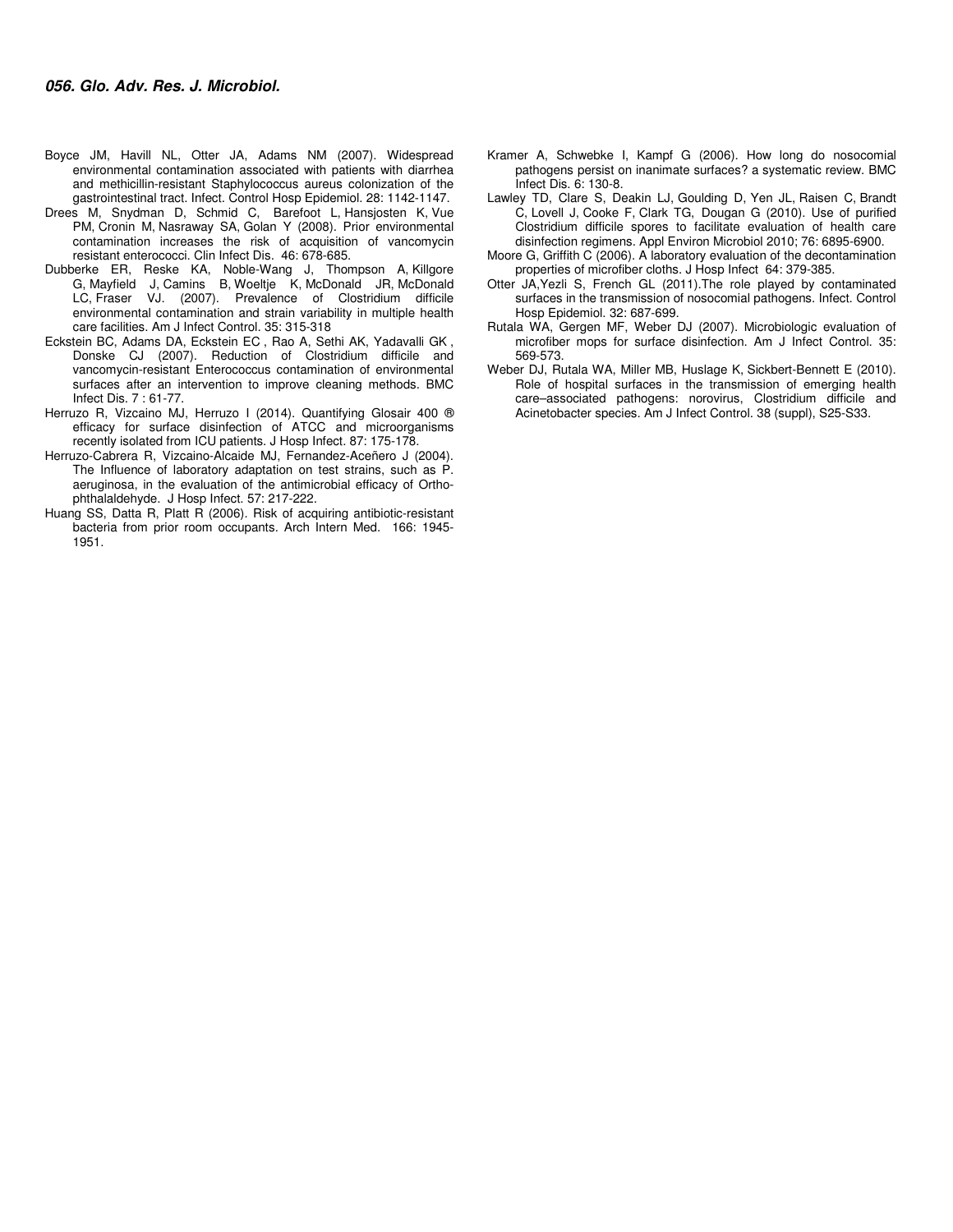Boyce JM, Havill NL, Otter JA, Adams NM (2007). Widespread environmental contamination associated with patients with diarrhea and methicillin-resistant Staphylococcus aureus colonization of the gastrointestinal tract. Infect. Control Hosp Epidemiol. 28: 1142-1147.

Drees M, Snydman D, Schmid C, Barefoot L, Hansjosten K, Vue PM, Cronin M, Nasraway SA, Golan Y (2008). Prior environmental contamination increases the risk of acquisition of vancomycin resistant enterococci. Clin Infect Dis. 46: 678-685.

Dubberke ER, Reske KA, Noble-Wang J, Thompson A, Killgore G, Mayfield J, Camins B, Woeltje K, McDonald JR, McDonald LC, Fraser VJ. (2007). Prevalence of Clostridium difficile environmental contamination and strain variability in multiple health care facilities. Am J Infect Control. 35: 315-318

Eckstein BC, Adams DA, Eckstein EC , Rao A, Sethi AK, Yadavalli GK , Donske CJ (2007). Reduction of Clostridium difficile and vancomycin-resistant Enterococcus contamination of environmental surfaces after an intervention to improve cleaning methods. BMC Infect Dis. 7 : 61-77.

Herruzo R, Vizcaino MJ, Herruzo I (2014). Quantifying Glosair 400 ® efficacy for surface disinfection of ATCC and microorganisms recently isolated from ICU patients. J Hosp Infect. 87: 175-178.

Herruzo-Cabrera R, Vizcaino-Alcaide MJ, Fernandez-Aceñero J (2004). The Influence of laboratory adaptation on test strains, such as P. aeruginosa, in the evaluation of the antimicrobial efficacy of Ortho-phthalaldehyde. J Hosp Infect. 57: 217-222.

Huang SS, Datta R, Platt R (2006). Risk of acquiring antibiotic-resistant bacteria from prior room occupants. Arch Intern Med. 166: 1945-1951.

Kramer A, Schwebke I, Kampf G (2006). How long do nosocomial pathogens persist on inanimate surfaces? a systematic review. BMC Infect Dis. 6: 130-8.

Lawley TD, Clare S, Deakin LJ, Goulding D, Yen JL, Raisen C, Brandt C, Lovell J, Cooke F, Clark TG, Dougan G (2010). Use of purified Clostridium difficile spores to facilitate evaluation of health care disinfection regimens. Appl Environ Microbiol 2010; 76: 6895-6900.

Moore G, Griffith C (2006). A laboratory evaluation of the decontamination properties of microfiber cloths. J Hosp Infect 64: 379-385.

Otter JA,Yezli S, French GL (2011).The role played by contaminated surfaces in the transmission of nosocomial pathogens. Infect. Control Hosp Epidemiol. 32: 687-699.

Rutala WA, Gergen MF, Weber DJ (2007). Microbiologic evaluation of microfiber mops for surface disinfection. Am J Infect Control. 35: 569-573.

Weber DJ, Rutala WA, Miller MB, Huslage K, Sickbert-Bennett E (2010). Role of hospital surfaces in the transmission of emerging health care–associated pathogens: norovirus, Clostridium difficile and Acinetobacter species. Am J Infect Control. 38 (suppl), S25-S33.